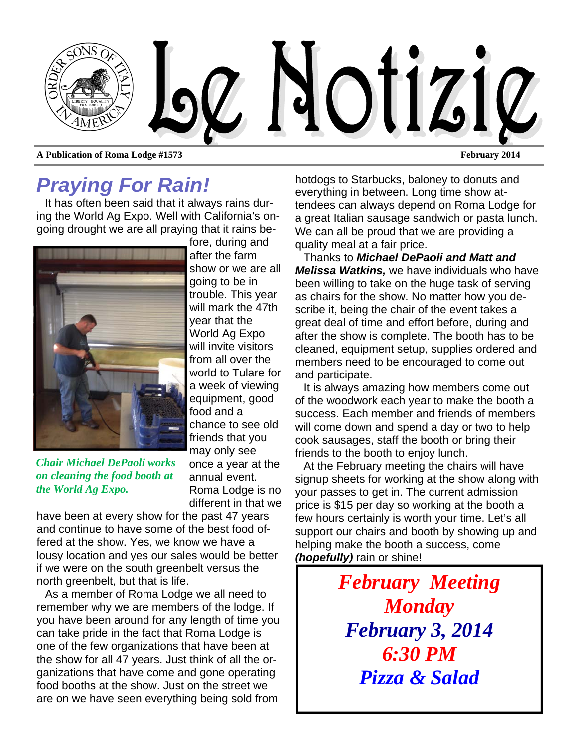# Le Notizie

**A Publication of Roma Lodge #1573** **February 2014**

## *Praying For Rain!*

It has often been said that it always rains during the World Ag Expo. Well with California's ongoing drought we are all praying that it rains before, during and after the farm show or we are all going to be in trouble. This year will mark the 47th year that the World Ag Expo will invite visitors from all over the world to Tulare for a week of viewing equipment, good food and a chance to see old friends that you may only see once a year at the annual event. Roma Lodge is no different in that we have been at every show for the past 47 years and continue to have some of the best food offered at the show. Yes, we know we have a lousy location and yes our sales would be better if we were on the south greenbelt versus the north greenbelt, but that is life.

*Chair Michael DePaoli works on cleaning the food booth at the World Ag Expo.*

As a member of Roma Lodge we all need to remember why we are members of the lodge. If you have been around for any length of time you can take pride in the fact that Roma Lodge is one of the few organizations that have been at the show for all 47 years. Just think of all the organizations that have come and gone operating food booths at the show. Just on the street we are on we have seen everything being sold from hotdogs to Starbucks, baloney to donuts and everything in between. Long time show attendees can always depend on Roma Lodge for a great Italian sausage sandwich or pasta lunch. We can all be proud that we are providing a quality meal at a fair price.

Thanks to ***Michael DePaoli and Matt and Melissa Watkins,*** we have individuals who have been willing to take on the huge task of serving as chairs for the show. No matter how you describe it, being the chair of the event takes a great deal of time and effort before, during and after the show is complete. The booth has to be cleaned, equipment setup, supplies ordered and members need to be encouraged to come out and participate.

It is always amazing how members come out of the woodwork each year to make the booth a success. Each member and friends of members will come down and spend a day or two to help cook sausages, staff the booth or bring their friends to the booth to enjoy lunch.

At the February meeting the chairs will have signup sheets for working at the show along with your passes to get in. The current admission price is $15 per day so working at the booth a few hours certainly is worth your time. Let's all support our chairs and booth by showing up and helping make the booth a success, come ***(hopefully)*** rain or shine!

***February Meeting***
***Monday***
***February 3, 2014***
***6:30 PM***
***Pizza & Salad***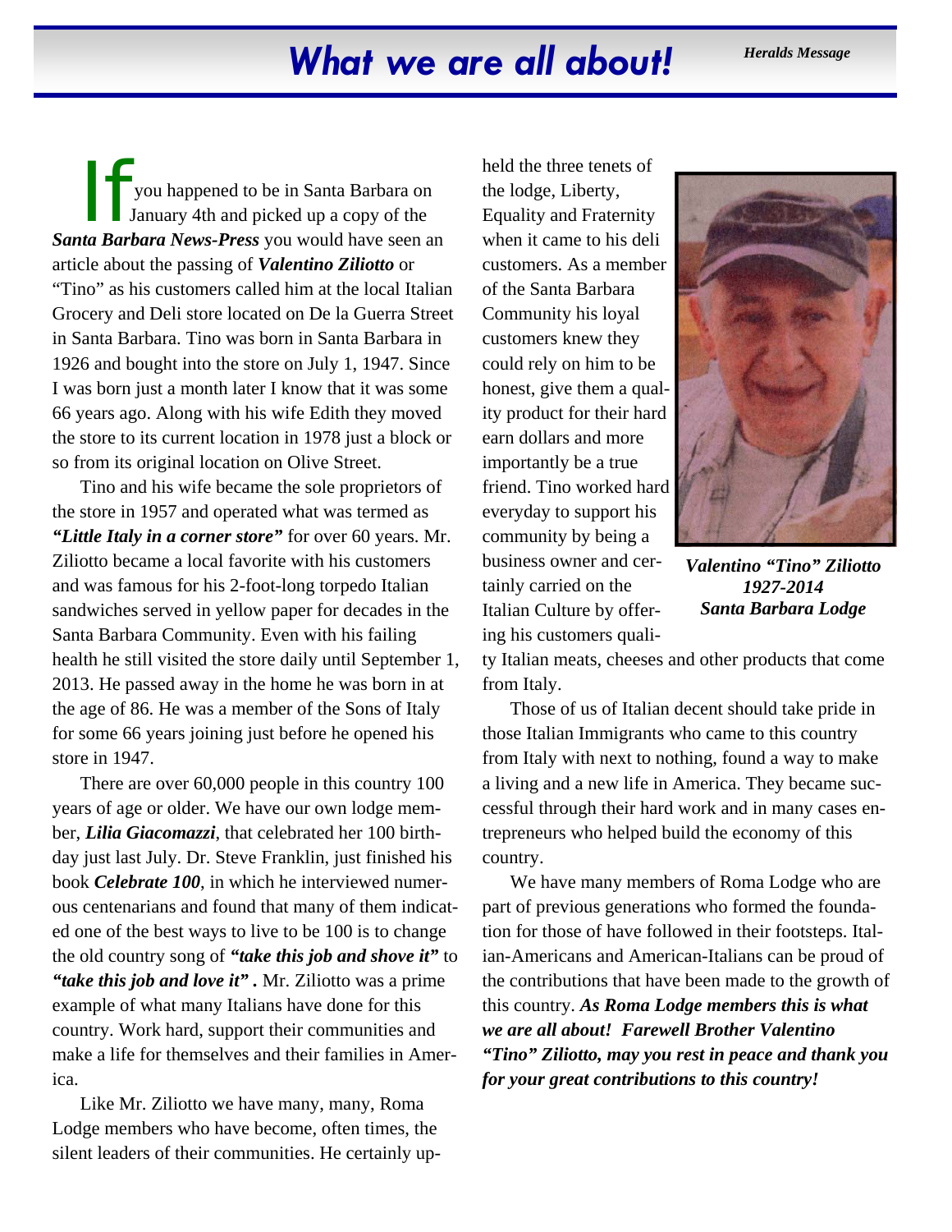# What we are all about!

*Heralds Message*

If you happened to be in Santa Barbara on January 4th and picked up a copy of the ***Santa Barbara News-Press*** you would have seen an article about the passing of ***Valentino Ziliotto*** or "Tino" as his customers called him at the local Italian Grocery and Deli store located on De la Guerra Street in Santa Barbara. Tino was born in Santa Barbara in 1926 and bought into the store on July 1, 1947. Since I was born just a month later I know that it was some 66 years ago. Along with his wife Edith they moved the store to its current location in 1978 just a block or so from its original location on Olive Street.

Tino and his wife became the sole proprietors of the store in 1957 and operated what was termed as ***"Little Italy in a corner store"*** for over 60 years. Mr. Ziliotto became a local favorite with his customers and was famous for his 2-foot-long torpedo Italian sandwiches served in yellow paper for decades in the Santa Barbara Community. Even with his failing health he still visited the store daily until September 1, 2013. He passed away in the home he was born in at the age of 86. He was a member of the Sons of Italy for some 66 years joining just before he opened his store in 1947.

There are over 60,000 people in this country 100 years of age or older. We have our own lodge member, ***Lilia Giacomazzi***, that celebrated her 100 birthday just last July. Dr. Steve Franklin, just finished his book ***Celebrate 100***, in which he interviewed numerous centenarians and found that many of them indicated one of the best ways to live to be 100 is to change the old country song of ***"take this job and shove it"*** to ***"take this job and love it" .*** Mr. Ziliotto was a prime example of what many Italians have done for this country. Work hard, support their communities and make a life for themselves and their families in America.

Like Mr. Ziliotto we have many, many, Roma Lodge members who have become, often times, the silent leaders of their communities. He certainly upheld the three tenets of the lodge, Liberty, Equality and Fraternity when it came to his deli customers. As a member of the Santa Barbara Community his loyal customers knew they could rely on him to be honest, give them a quality product for their hard earn dollars and more importantly be a true friend. Tino worked hard everyday to support his community by being a business owner and certainly carried on the Italian Culture by offering his customers quality Italian meats, cheeses and other products that come from Italy.

***Valentino "Tino" Ziliotto***
***1927-2014***
***Santa Barbara Lodge***

Those of us of Italian decent should take pride in those Italian Immigrants who came to this country from Italy with next to nothing, found a way to make a living and a new life in America. They became successful through their hard work and in many cases entrepreneurs who helped build the economy of this country.

We have many members of Roma Lodge who are part of previous generations who formed the foundation for those of have followed in their footsteps. Italian-Americans and American-Italians can be proud of the contributions that have been made to the growth of this country. ***As Roma Lodge members this is what we are all about! Farewell Brother Valentino "Tino" Ziliotto, may you rest in peace and thank you for your great contributions to this country!***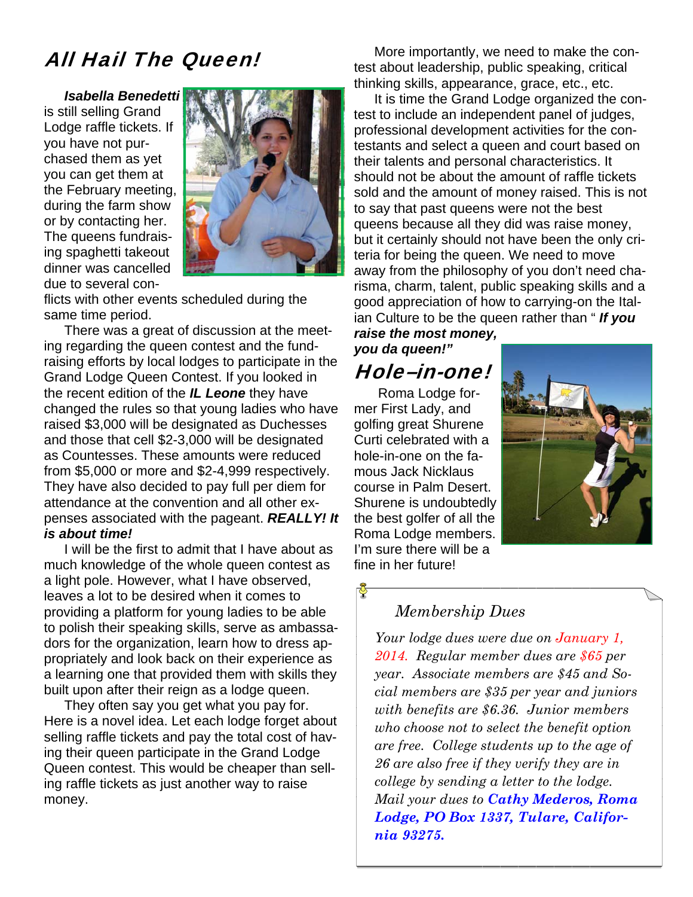## All Hail The Queen!

***Isabella Benedetti*** is still selling Grand Lodge raffle tickets. If you have not purchased them as yet you can get them at the February meeting, during the farm show or by contacting her. The queens fundraising spaghetti takeout dinner was cancelled due to several conflicts with other events scheduled during the same time period.

There was a great of discussion at the meeting regarding the queen contest and the fundraising efforts by local lodges to participate in the Grand Lodge Queen Contest. If you looked in the recent edition of the ***IL Leone*** they have changed the rules so that young ladies who have raised $3,000 will be designated as Duchesses and those that cell $2-3,000 will be designated as Countesses. These amounts were reduced from $5,000 or more and $2-4,999 respectively. They have also decided to pay full per diem for attendance at the convention and all other expenses associated with the pageant. ***REALLY! It is about time!***

I will be the first to admit that I have about as much knowledge of the whole queen contest as a light pole. However, what I have observed, leaves a lot to be desired when it comes to providing a platform for young ladies to be able to polish their speaking skills, serve as ambassadors for the organization, learn how to dress appropriately and look back on their experience as a learning one that provided them with skills they built upon after their reign as a lodge queen.

They often say you get what you pay for. Here is a novel idea. Let each lodge forget about selling raffle tickets and pay the total cost of having their queen participate in the Grand Lodge Queen contest. This would be cheaper than selling raffle tickets as just another way to raise money.

More importantly, we need to make the contest about leadership, public speaking, critical thinking skills, appearance, grace, etc., etc.

It is time the Grand Lodge organized the contest to include an independent panel of judges, professional development activities for the contestants and select a queen and court based on their talents and personal characteristics. It should not be about the amount of raffle tickets sold and the amount of money raised. This is not to say that past queens were not the best queens because all they did was raise money, but it certainly should not have been the only criteria for being the queen. We need to move away from the philosophy of you don't need charisma, charm, talent, public speaking skills and a good appreciation of how to carrying-on the Italian Culture to be the queen rather than " ***If you raise the most money, you da queen!"***

## Hole–in-one!

Roma Lodge former First Lady, and golfing great Shurene Curti celebrated with a hole-in-one on the famous Jack Nicklaus course in Palm Desert. Shurene is undoubtedly the best golfer of all the Roma Lodge members. I'm sure there will be a fine in her future!

### *Membership Dues*

*Your lodge dues were due on January 1, 2014. Regular member dues are $65 per year. Associate members are $45 and Social members are $35 per year and juniors with benefits are $6.36. Junior members who choose not to select the benefit option are free. College students up to the age of 26 are also free if they verify they are in college by sending a letter to the lodge.*
*Mail your dues to **Cathy Mederos, Roma Lodge, PO Box 1337, Tulare, California 93275.***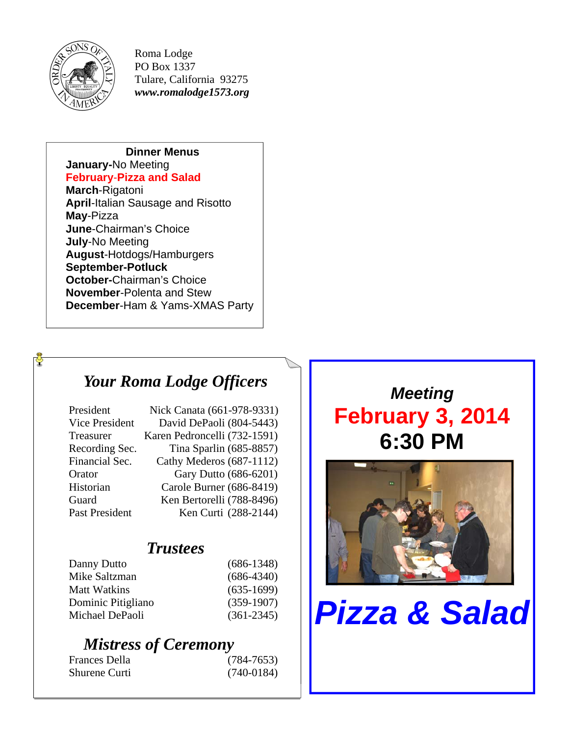Roma Lodge
PO Box 1337
Tulare, California 93275
***www.romalodge1573.org***

**Dinner Menus**

**January-**No Meeting
**February-Pizza and Salad**
**March**-Rigatoni
**April**-Italian Sausage and Risotto
**May**-Pizza
**June**-Chairman's Choice
**July**-No Meeting
**August**-Hotdogs/Hamburgers
**September-Potluck**
**October-**Chairman's Choice
**November**-Polenta and Stew
**December**-Ham & Yams-XMAS Party

## *Your Roma Lodge Officers*

| | |
|---|---|
| President | Nick Canata (661-978-9331) |
| Vice President | David DePaoli (804-5443) |
| Treasurer | Karen Pedroncelli (732-1591) |
| Recording Sec. | Tina Sparlin (685-8857) |
| Financial Sec. | Cathy Mederos (687-1112) |
| Orator | Gary Dutto (686-6201) |
| Historian | Carole Burner (686-8419) |
| Guard | Ken Bertorelli (788-8496) |
| Past President | Ken Curti (288-2144) |

### *Trustees*

| | |
|---|---|
| Danny Dutto | (686-1348) |
| Mike Saltzman | (686-4340) |
| Matt Watkins | (635-1699) |
| Dominic Pitigliano | (359-1907) |
| Michael DePaoli | (361-2345) |

### *Mistress of Ceremony*

| | |
|---|---|
| Frances Della | (784-7653) |
| Shurene Curti | (740-0184) |

***Meeting***

**February 3, 2014**

**6:30 PM**

***Pizza & Salad***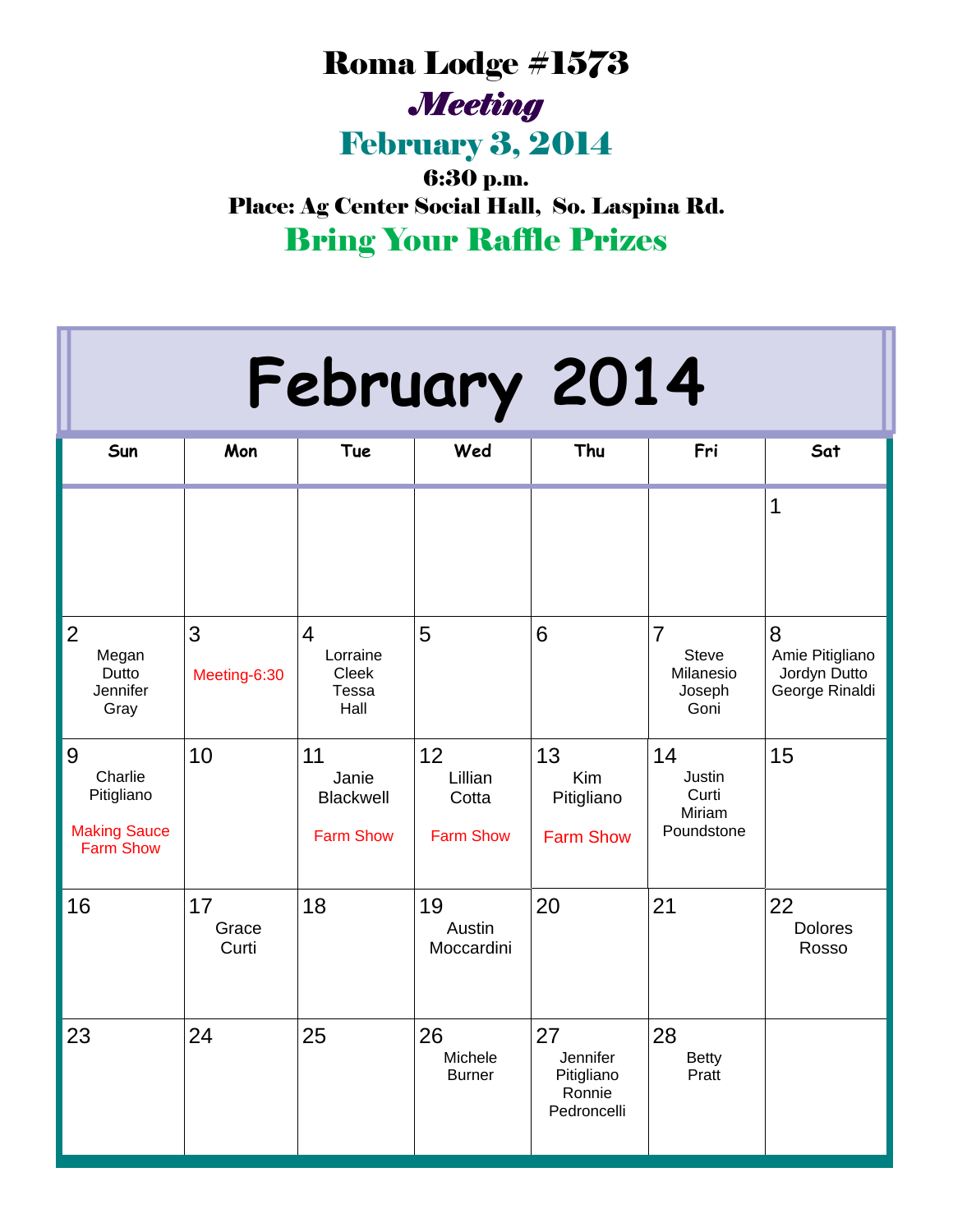# Roma Lodge #1573

## *Meeting*

## February 3, 2014

**6:30 p.m.**

**Place: Ag Center Social Hall, So. Laspina Rd.**

## Bring Your Raffle Prizes

# February 2014

| Sun | Mon | Tue | Wed | Thu | Fri | Sat |
|---|---|---|---|---|---|---|
| | | | | | | 1 |
| 2 Megan Dutto Jennifer Gray | 3 Meeting-6:30 | 4 Lorraine Cleek Tessa Hall | 5 | 6 | 7 Steve Milanesio Joseph Goni | 8 Amie Pitigliano Jordyn Dutto George Rinaldi |
| 9 Charlie Pitigliano Making Sauce Farm Show | 10 | 11 Janie Blackwell Farm Show | 12 Lillian Cotta Farm Show | 13 Kim Pitigliano Farm Show | 14 Justin Curti Miriam Poundstone | 15 |
| 16 | 17 Grace Curti | 18 | 19 Austin Moccardini | 20 | 21 | 22 Dolores Rosso |
| 23 | 24 | 25 | 26 Michele Burner | 27 Jennifer Pitigliano Ronnie Pedroncelli | 28 Betty Pratt | |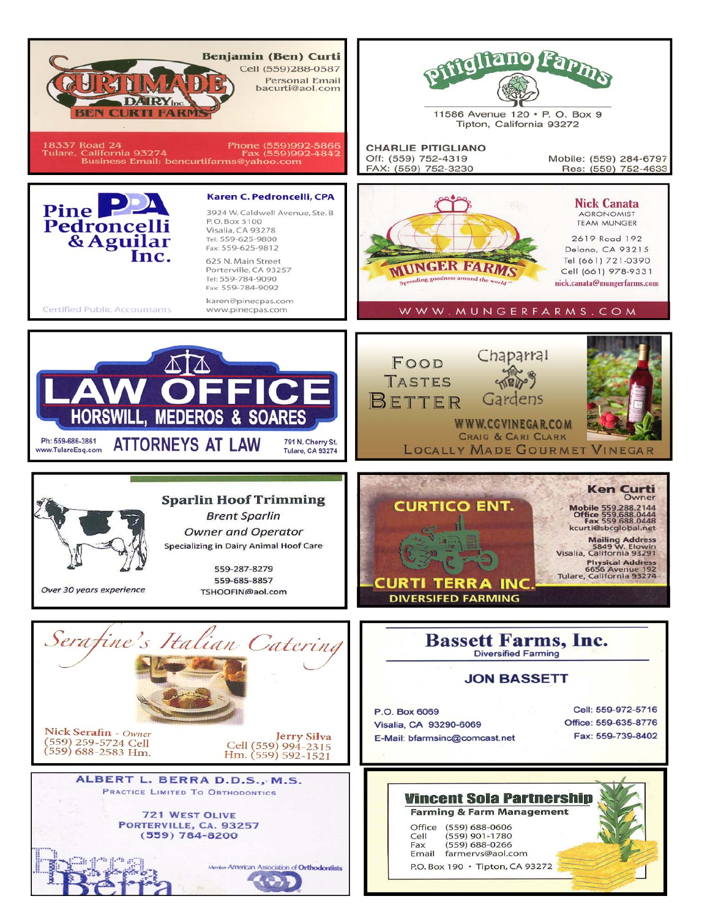**CURTIMADE DAIRY Inc.**
**BEN CURTI FARMS**

**Benjamin (Ben) Curti**
Cell (559)288-0587
Personal Email
bacurti@aol.com

18337 Road 24
Tulare, California 93274
Phone (559)992-5866
Fax (559)992-4842
Business Email: bencurtifarms@yahoo.com

---

**Pitigliano Farms**

11586 Avenue 120 • P. O. Box 9
Tipton, California 93272

**CHARLIE PITIGLIANO**
Off: (559) 752-4319
FAX: (559) 752-3230
Mobile: (559) 284-6797
Res: (559) 752-4633

---

**Pine Pedroncelli & Aguilar Inc.**
Certified Public Accountants

**Karen C. Pedroncelli, CPA**

3924 W. Caldwell Avenue, Ste. B
P.O. Box 5100
Visalia, CA 93278
Tel: 559-625-9800
Fax: 559-625-9812

625 N. Main Street
Porterville, CA 93257
Tel: 559-784-9090
Fax: 559-784-9092

karen@pinecpas.com
www.pinecpas.com

---

**MUNGER FARMS**
Spreading goodness around the world™

**Nick Canata**
AGRONOMIST
TEAM MUNGER

2619 Road 192
Delano, CA 93215
Tel (661) 721-0390
Cell (661) 978-9331
nick.canata@mungerfarms.com

WWW.MUNGERFARMS.COM

---

**LAW OFFICE**
**HORSWILL, MEDEROS & SOARES**
**ATTORNEYS AT LAW**

Ph: 559-686-3861
www.TulareEsq.com

791 N. Cherry St.
Tulare, CA 93274

---

Food Tastes Better

**Chaparral Gardens**

WWW.CGVINEGAR.COM
Craig & Cari Clark
Locally Made Gourmet Vinegar

---

**Sparlin Hoof Trimming**
*Brent Sparlin*
*Owner and Operator*
Specializing in Dairy Animal Hoof Care

559-287-8279
559-685-8857
TSHOOFIN@aol.com

*Over 30 years experience*

---

**CURTICO ENT.**
**CURTI TERRA INC.**
**DIVERSIFED FARMING**

**Ken Curti**
Owner

**Mobile** 559.288.2144
**Office** 559.688.0444
**Fax** 559.688.0448
kcurti@sbcglobal.net

**Mailing Address**
5849 W. Elowin
Visalia, California 93291

**Physical Address**
6656 Avenue 192
Tulare, California 93274

---

*Serafine's Italian Catering*

Nick Serafin - *Owner*
(559) 259-5724 Cell
(559) 688-2583 Hm.

Jerry Silva
Cell (559) 994-2315
Hm. (559) 592-1521

---

**Bassett Farms, Inc.**
Diversified Farming

**JON BASSETT**

P.O. Box 6069
Visalia, CA 93290-6069
E-Mail: bfarmsinc@comcast.net

Cell: 559-972-5716
Office: 559-635-8776
Fax: 559-739-8402

---

**ALBERT L. BERRA D.D.S., M.S.**
Practice Limited To Orthodontics

721 West Olive
Porterville, CA. 93257
(559) 784-8200

Berra

Member American Association of Orthodontists

---

**Vincent Sola Partnership**
**Farming & Farm Management**

Office (559) 688-0606
Cell (559) 901-1780
Fax (559) 688-0266
Email farmervs@aol.com

P.O. Box 190 • Tipton, CA 93272